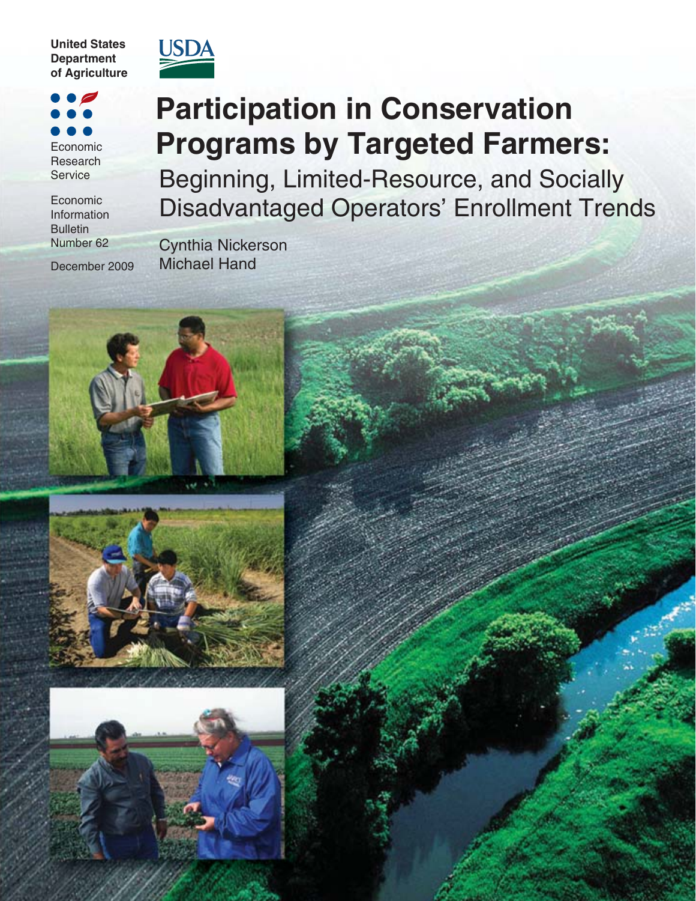United States Department of Agriculture

USDA

Economic Research Service

Economic Information Bulletin Number 62

December 2009

# Participation in Conservation Programs by Targeted Farmers:

## Beginning, Limited-Resource, and Socially Disadvantaged Operators' Enrollment Trends

Cynthia Nickerson
Michael Hand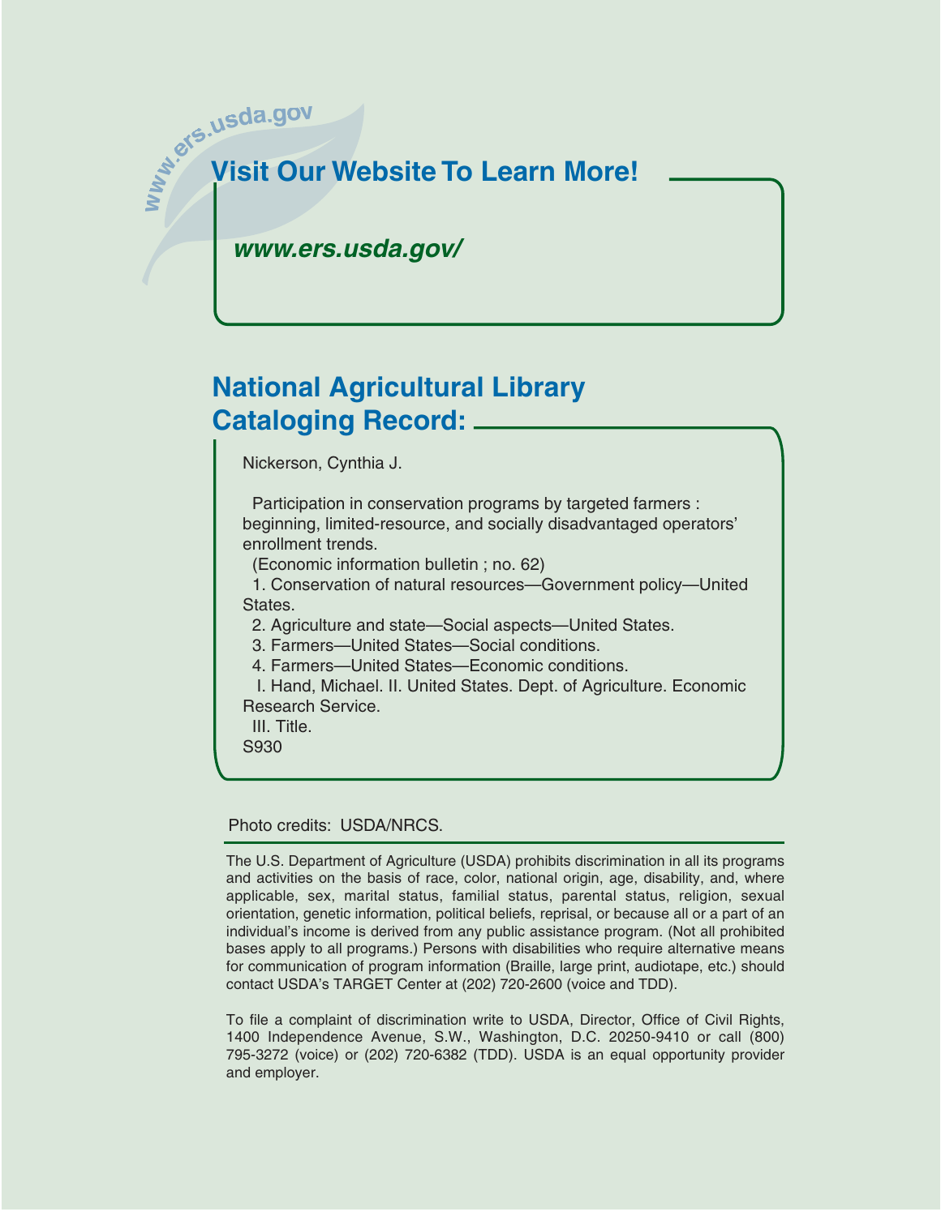www.ers.usda.gov

## Visit Our Website To Learn More!

***www.ers.usda.gov/***

## National Agricultural Library Cataloging Record:

Nickerson, Cynthia J.

Participation in conservation programs by targeted farmers : beginning, limited-resource, and socially disadvantaged operators' enrollment trends.

(Economic information bulletin ; no. 62)

1. Conservation of natural resources—Government policy—United States.

2. Agriculture and state—Social aspects—United States.

3. Farmers—United States—Social conditions.

4. Farmers—United States—Economic conditions.

I. Hand, Michael. II. United States. Dept. of Agriculture. Economic Research Service.

III. Title.

S930

Photo credits: USDA/NRCS.

The U.S. Department of Agriculture (USDA) prohibits discrimination in all its programs and activities on the basis of race, color, national origin, age, disability, and, where applicable, sex, marital status, familial status, parental status, religion, sexual orientation, genetic information, political beliefs, reprisal, or because all or a part of an individual's income is derived from any public assistance program. (Not all prohibited bases apply to all programs.) Persons with disabilities who require alternative means for communication of program information (Braille, large print, audiotape, etc.) should contact USDA's TARGET Center at (202) 720-2600 (voice and TDD).

To file a complaint of discrimination write to USDA, Director, Office of Civil Rights, 1400 Independence Avenue, S.W., Washington, D.C. 20250-9410 or call (800) 795-3272 (voice) or (202) 720-6382 (TDD). USDA is an equal opportunity provider and employer.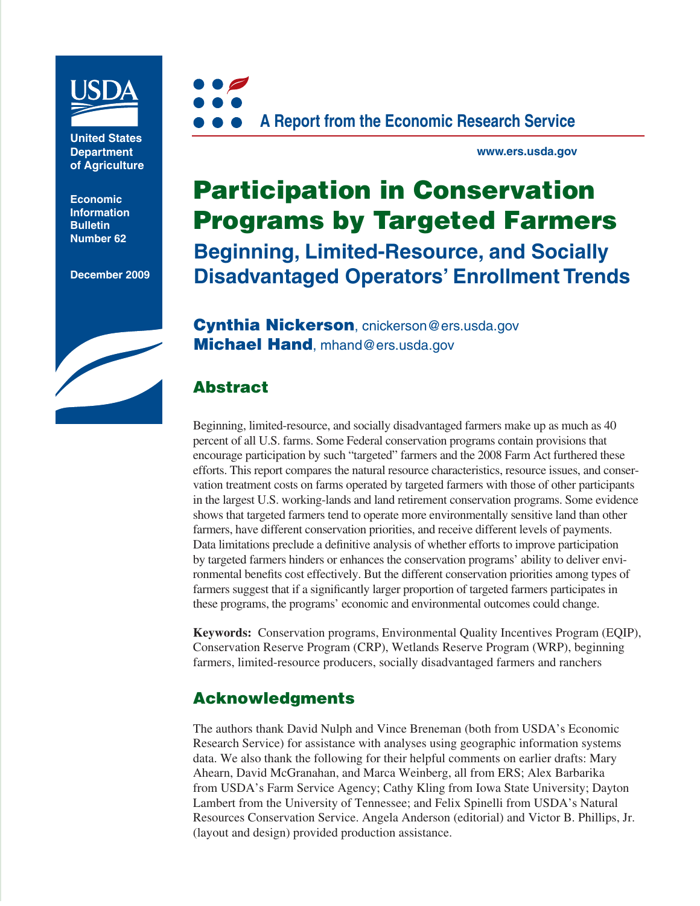USDA

United States Department of Agriculture

Economic Information Bulletin Number 62

December 2009

A Report from the Economic Research Service

www.ers.usda.gov

# Participation in Conservation Programs by Targeted Farmers

## Beginning, Limited-Resource, and Socially Disadvantaged Operators' Enrollment Trends

**Cynthia Nickerson**, cnickerson@ers.usda.gov
**Michael Hand**, mhand@ers.usda.gov

## Abstract

Beginning, limited-resource, and socially disadvantaged farmers make up as much as 40 percent of all U.S. farms. Some Federal conservation programs contain provisions that encourage participation by such "targeted" farmers and the 2008 Farm Act furthered these efforts. This report compares the natural resource characteristics, resource issues, and conservation treatment costs on farms operated by targeted farmers with those of other participants in the largest U.S. working-lands and land retirement conservation programs. Some evidence shows that targeted farmers tend to operate more environmentally sensitive land than other farmers, have different conservation priorities, and receive different levels of payments. Data limitations preclude a definitive analysis of whether efforts to improve participation by targeted farmers hinders or enhances the conservation programs' ability to deliver environmental benefits cost effectively. But the different conservation priorities among types of farmers suggest that if a significantly larger proportion of targeted farmers participates in these programs, the programs' economic and environmental outcomes could change.

**Keywords:** Conservation programs, Environmental Quality Incentives Program (EQIP), Conservation Reserve Program (CRP), Wetlands Reserve Program (WRP), beginning farmers, limited-resource producers, socially disadvantaged farmers and ranchers

## Acknowledgments

The authors thank David Nulph and Vince Breneman (both from USDA's Economic Research Service) for assistance with analyses using geographic information systems data. We also thank the following for their helpful comments on earlier drafts: Mary Ahearn, David McGranahan, and Marca Weinberg, all from ERS; Alex Barbarika from USDA's Farm Service Agency; Cathy Kling from Iowa State University; Dayton Lambert from the University of Tennessee; and Felix Spinelli from USDA's Natural Resources Conservation Service. Angela Anderson (editorial) and Victor B. Phillips, Jr. (layout and design) provided production assistance.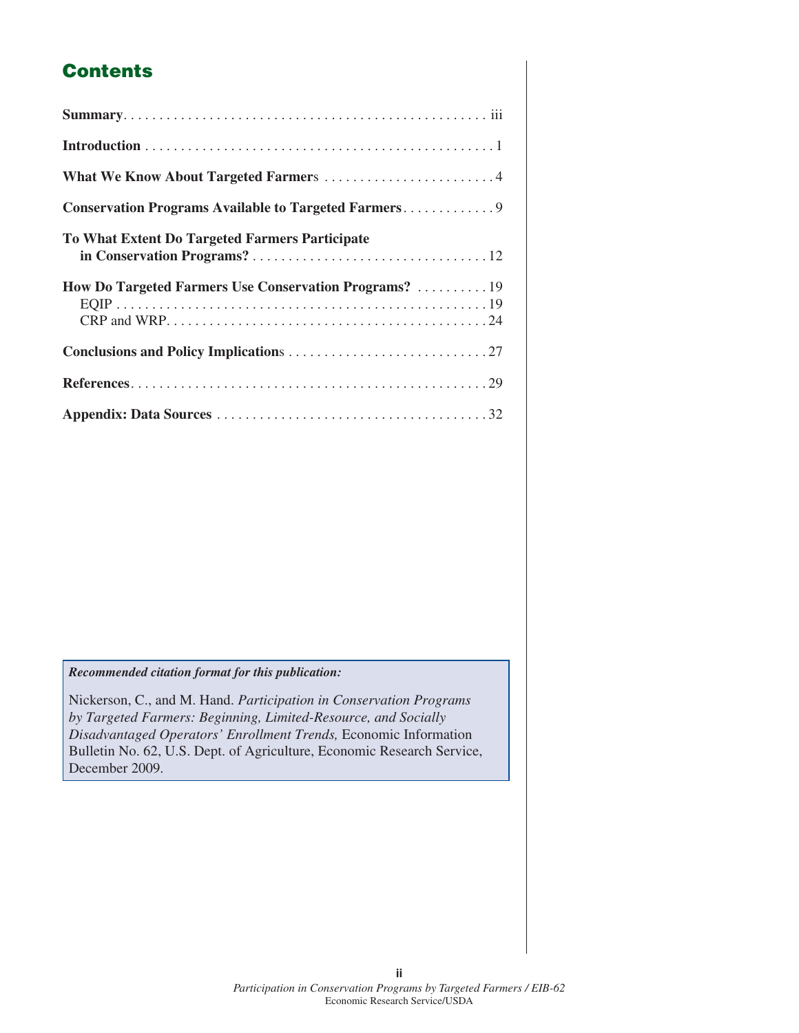## Contents

**Summary** . . . . . . . . . . . . . . . . . . . . . . . . . . . . . . . . . . . . . . . . . . . . . . . . . iii

**Introduction** . . . . . . . . . . . . . . . . . . . . . . . . . . . . . . . . . . . . . . . . . . . . . . . . 1

**What We Know About Targeted Farmers** . . . . . . . . . . . . . . . . . . . . . . . . 4

**Conservation Programs Available to Targeted Farmers** . . . . . . . . . . . . . 9

**To What Extent Do Targeted Farmers Participate in Conservation Programs?** . . . . . . . . . . . . . . . . . . . . . . . . . . . . . . . . . 12

**How Do Targeted Farmers Use Conservation Programs?** . . . . . . . . . . 19
- EQIP . . . . . . . . . . . . . . . . . . . . . . . . . . . . . . . . . . . . . . . . . . . . . . . . . . . 19
- CRP and WRP . . . . . . . . . . . . . . . . . . . . . . . . . . . . . . . . . . . . . . . . . . . . 24

**Conclusions and Policy Implications** . . . . . . . . . . . . . . . . . . . . . . . . . . . . 27

**References** . . . . . . . . . . . . . . . . . . . . . . . . . . . . . . . . . . . . . . . . . . . . . . . . 29

**Appendix: Data Sources** . . . . . . . . . . . . . . . . . . . . . . . . . . . . . . . . . . . . . 32

***Recommended citation format for this publication:***

Nickerson, C., and M. Hand. *Participation in Conservation Programs by Targeted Farmers: Beginning, Limited-Resource, and Socially Disadvantaged Operators' Enrollment Trends,* Economic Information Bulletin No. 62, U.S. Dept. of Agriculture, Economic Research Service, December 2009.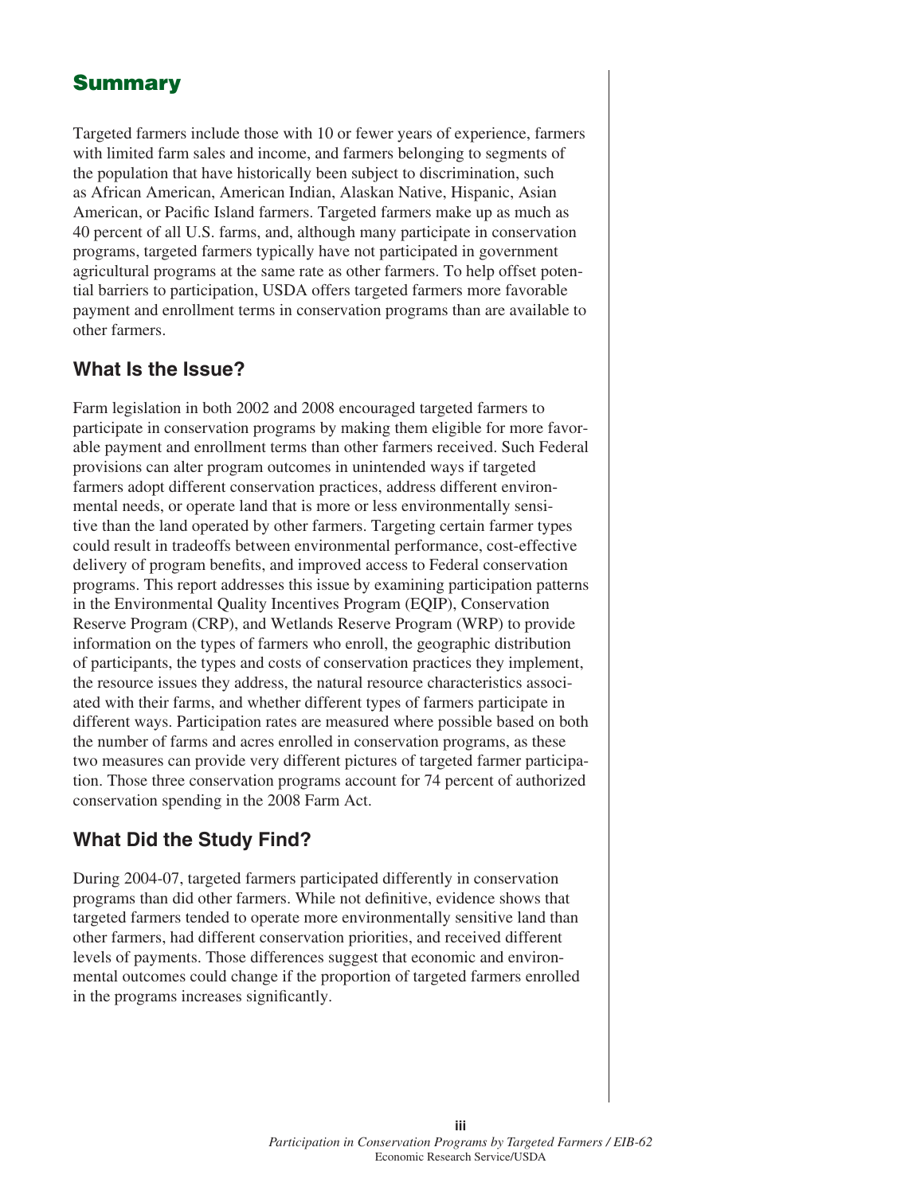## Summary

Targeted farmers include those with 10 or fewer years of experience, farmers with limited farm sales and income, and farmers belonging to segments of the population that have historically been subject to discrimination, such as African American, American Indian, Alaskan Native, Hispanic, Asian American, or Pacific Island farmers. Targeted farmers make up as much as 40 percent of all U.S. farms, and, although many participate in conservation programs, targeted farmers typically have not participated in government agricultural programs at the same rate as other farmers. To help offset potential barriers to participation, USDA offers targeted farmers more favorable payment and enrollment terms in conservation programs than are available to other farmers.

### What Is the Issue?

Farm legislation in both 2002 and 2008 encouraged targeted farmers to participate in conservation programs by making them eligible for more favorable payment and enrollment terms than other farmers received. Such Federal provisions can alter program outcomes in unintended ways if targeted farmers adopt different conservation practices, address different environmental needs, or operate land that is more or less environmentally sensitive than the land operated by other farmers. Targeting certain farmer types could result in tradeoffs between environmental performance, cost-effective delivery of program benefits, and improved access to Federal conservation programs. This report addresses this issue by examining participation patterns in the Environmental Quality Incentives Program (EQIP), Conservation Reserve Program (CRP), and Wetlands Reserve Program (WRP) to provide information on the types of farmers who enroll, the geographic distribution of participants, the types and costs of conservation practices they implement, the resource issues they address, the natural resource characteristics associated with their farms, and whether different types of farmers participate in different ways. Participation rates are measured where possible based on both the number of farms and acres enrolled in conservation programs, as these two measures can provide very different pictures of targeted farmer participation. Those three conservation programs account for 74 percent of authorized conservation spending in the 2008 Farm Act.

### What Did the Study Find?

During 2004-07, targeted farmers participated differently in conservation programs than did other farmers. While not definitive, evidence shows that targeted farmers tended to operate more environmentally sensitive land than other farmers, had different conservation priorities, and received different levels of payments. Those differences suggest that economic and environmental outcomes could change if the proportion of targeted farmers enrolled in the programs increases significantly.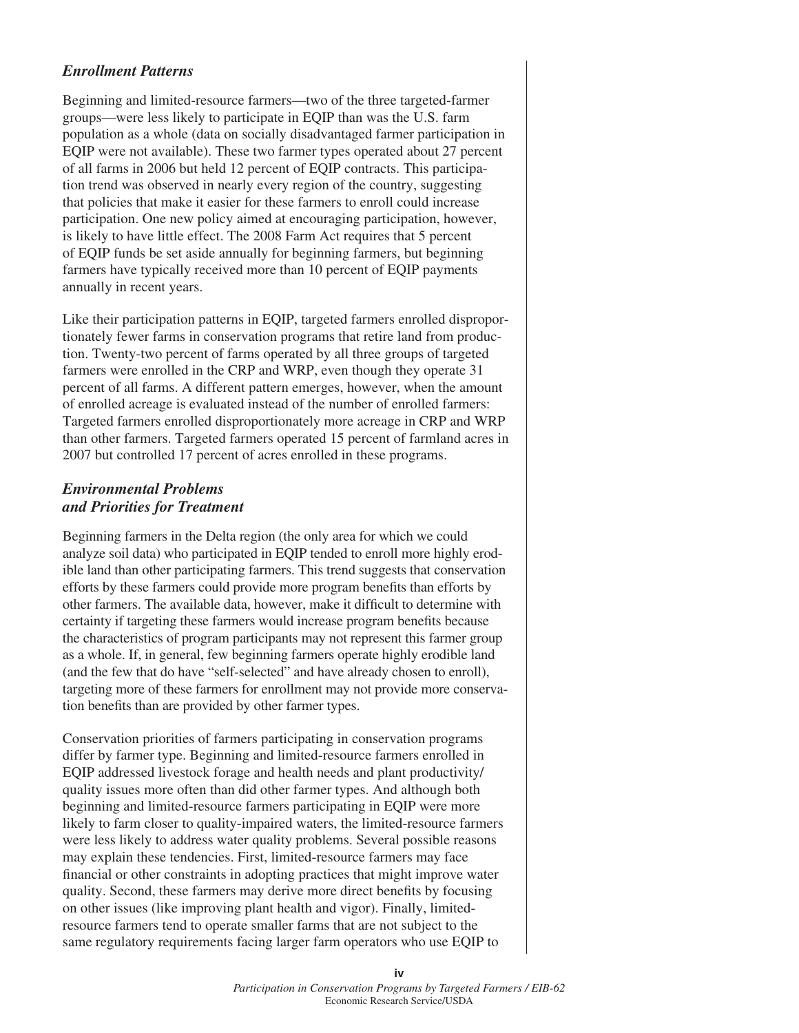### *Enrollment Patterns*

Beginning and limited-resource farmers—two of the three targeted-farmer groups—were less likely to participate in EQIP than was the U.S. farm population as a whole (data on socially disadvantaged farmer participation in EQIP were not available). These two farmer types operated about 27 percent of all farms in 2006 but held 12 percent of EQIP contracts. This participation trend was observed in nearly every region of the country, suggesting that policies that make it easier for these farmers to enroll could increase participation. One new policy aimed at encouraging participation, however, is likely to have little effect. The 2008 Farm Act requires that 5 percent of EQIP funds be set aside annually for beginning farmers, but beginning farmers have typically received more than 10 percent of EQIP payments annually in recent years.

Like their participation patterns in EQIP, targeted farmers enrolled disproportionately fewer farms in conservation programs that retire land from production. Twenty-two percent of farms operated by all three groups of targeted farmers were enrolled in the CRP and WRP, even though they operate 31 percent of all farms. A different pattern emerges, however, when the amount of enrolled acreage is evaluated instead of the number of enrolled farmers: Targeted farmers enrolled disproportionately more acreage in CRP and WRP than other farmers. Targeted farmers operated 15 percent of farmland acres in 2007 but controlled 17 percent of acres enrolled in these programs.

### *Environmental Problems and Priorities for Treatment*

Beginning farmers in the Delta region (the only area for which we could analyze soil data) who participated in EQIP tended to enroll more highly erodible land than other participating farmers. This trend suggests that conservation efforts by these farmers could provide more program benefits than efforts by other farmers. The available data, however, make it difficult to determine with certainty if targeting these farmers would increase program benefits because the characteristics of program participants may not represent this farmer group as a whole. If, in general, few beginning farmers operate highly erodible land (and the few that do have "self-selected" and have already chosen to enroll), targeting more of these farmers for enrollment may not provide more conservation benefits than are provided by other farmer types.

Conservation priorities of farmers participating in conservation programs differ by farmer type. Beginning and limited-resource farmers enrolled in EQIP addressed livestock forage and health needs and plant productivity/quality issues more often than did other farmer types. And although both beginning and limited-resource farmers participating in EQIP were more likely to farm closer to quality-impaired waters, the limited-resource farmers were less likely to address water quality problems. Several possible reasons may explain these tendencies. First, limited-resource farmers may face financial or other constraints in adopting practices that might improve water quality. Second, these farmers may derive more direct benefits by focusing on other issues (like improving plant health and vigor). Finally, limited-resource farmers tend to operate smaller farms that are not subject to the same regulatory requirements facing larger farm operators who use EQIP to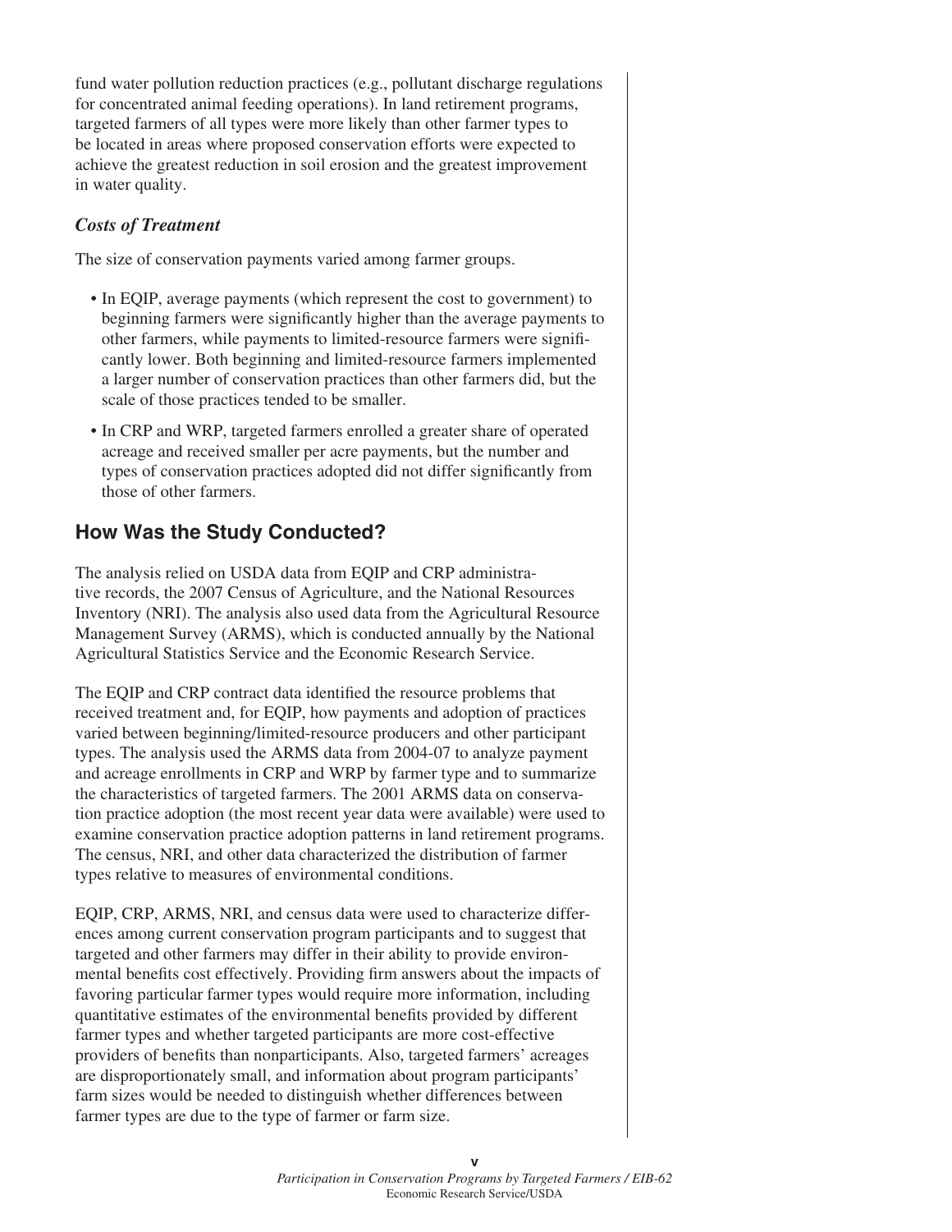fund water pollution reduction practices (e.g., pollutant discharge regulations for concentrated animal feeding operations). In land retirement programs, targeted farmers of all types were more likely than other farmer types to be located in areas where proposed conservation efforts were expected to achieve the greatest reduction in soil erosion and the greatest improvement in water quality.

### *Costs of Treatment*

The size of conservation payments varied among farmer groups.

- In EQIP, average payments (which represent the cost to government) to beginning farmers were significantly higher than the average payments to other farmers, while payments to limited-resource farmers were significantly lower. Both beginning and limited-resource farmers implemented a larger number of conservation practices than other farmers did, but the scale of those practices tended to be smaller.
- In CRP and WRP, targeted farmers enrolled a greater share of operated acreage and received smaller per acre payments, but the number and types of conservation practices adopted did not differ significantly from those of other farmers.

## How Was the Study Conducted?

The analysis relied on USDA data from EQIP and CRP administrative records, the 2007 Census of Agriculture, and the National Resources Inventory (NRI). The analysis also used data from the Agricultural Resource Management Survey (ARMS), which is conducted annually by the National Agricultural Statistics Service and the Economic Research Service.

The EQIP and CRP contract data identified the resource problems that received treatment and, for EQIP, how payments and adoption of practices varied between beginning/limited-resource producers and other participant types. The analysis used the ARMS data from 2004-07 to analyze payment and acreage enrollments in CRP and WRP by farmer type and to summarize the characteristics of targeted farmers. The 2001 ARMS data on conservation practice adoption (the most recent year data were available) were used to examine conservation practice adoption patterns in land retirement programs. The census, NRI, and other data characterized the distribution of farmer types relative to measures of environmental conditions.

EQIP, CRP, ARMS, NRI, and census data were used to characterize differences among current conservation program participants and to suggest that targeted and other farmers may differ in their ability to provide environmental benefits cost effectively. Providing firm answers about the impacts of favoring particular farmer types would require more information, including quantitative estimates of the environmental benefits provided by different farmer types and whether targeted participants are more cost-effective providers of benefits than nonparticipants. Also, targeted farmers' acreages are disproportionately small, and information about program participants' farm sizes would be needed to distinguish whether differences between farmer types are due to the type of farmer or farm size.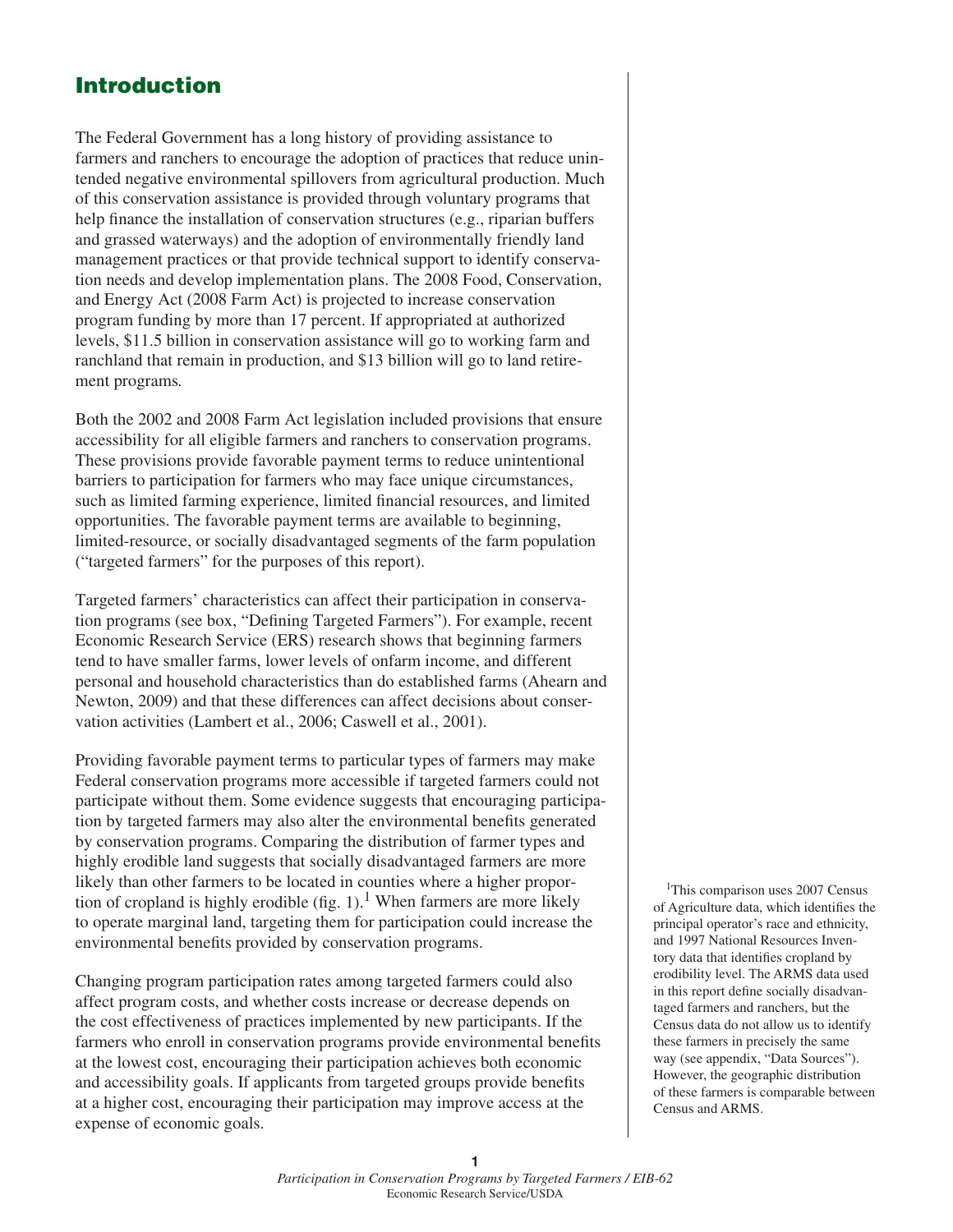## Introduction

The Federal Government has a long history of providing assistance to farmers and ranchers to encourage the adoption of practices that reduce unintended negative environmental spillovers from agricultural production. Much of this conservation assistance is provided through voluntary programs that help finance the installation of conservation structures (e.g., riparian buffers and grassed waterways) and the adoption of environmentally friendly land management practices or that provide technical support to identify conservation needs and develop implementation plans. The 2008 Food, Conservation, and Energy Act (2008 Farm Act) is projected to increase conservation program funding by more than 17 percent. If appropriated at authorized levels, $11.5 billion in conservation assistance will go to working farm and ranchland that remain in production, and $13 billion will go to land retirement programs.

Both the 2002 and 2008 Farm Act legislation included provisions that ensure accessibility for all eligible farmers and ranchers to conservation programs. These provisions provide favorable payment terms to reduce unintentional barriers to participation for farmers who may face unique circumstances, such as limited farming experience, limited financial resources, and limited opportunities. The favorable payment terms are available to beginning, limited-resource, or socially disadvantaged segments of the farm population ("targeted farmers" for the purposes of this report).

Targeted farmers' characteristics can affect their participation in conservation programs (see box, "Defining Targeted Farmers"). For example, recent Economic Research Service (ERS) research shows that beginning farmers tend to have smaller farms, lower levels of onfarm income, and different personal and household characteristics than do established farms (Ahearn and Newton, 2009) and that these differences can affect decisions about conservation activities (Lambert et al., 2006; Caswell et al., 2001).

Providing favorable payment terms to particular types of farmers may make Federal conservation programs more accessible if targeted farmers could not participate without them. Some evidence suggests that encouraging participation by targeted farmers may also alter the environmental benefits generated by conservation programs. Comparing the distribution of farmer types and highly erodible land suggests that socially disadvantaged farmers are more likely than other farmers to be located in counties where a higher proportion of cropland is highly erodible (fig. 1).[1] When farmers are more likely to operate marginal land, targeting them for participation could increase the environmental benefits provided by conservation programs.

Changing program participation rates among targeted farmers could also affect program costs, and whether costs increase or decrease depends on the cost effectiveness of practices implemented by new participants. If the farmers who enroll in conservation programs provide environmental benefits at the lowest cost, encouraging their participation achieves both economic and accessibility goals. If applicants from targeted groups provide benefits at a higher cost, encouraging their participation may improve access at the expense of economic goals.

[1]This comparison uses 2007 Census of Agriculture data, which identifies the principal operator's race and ethnicity, and 1997 National Resources Inventory data that identifies cropland by erodibility level. The ARMS data used in this report define socially disadvantaged farmers and ranchers, but the Census data do not allow us to identify these farmers in precisely the same way (see appendix, "Data Sources"). However, the geographic distribution of these farmers is comparable between Census and ARMS.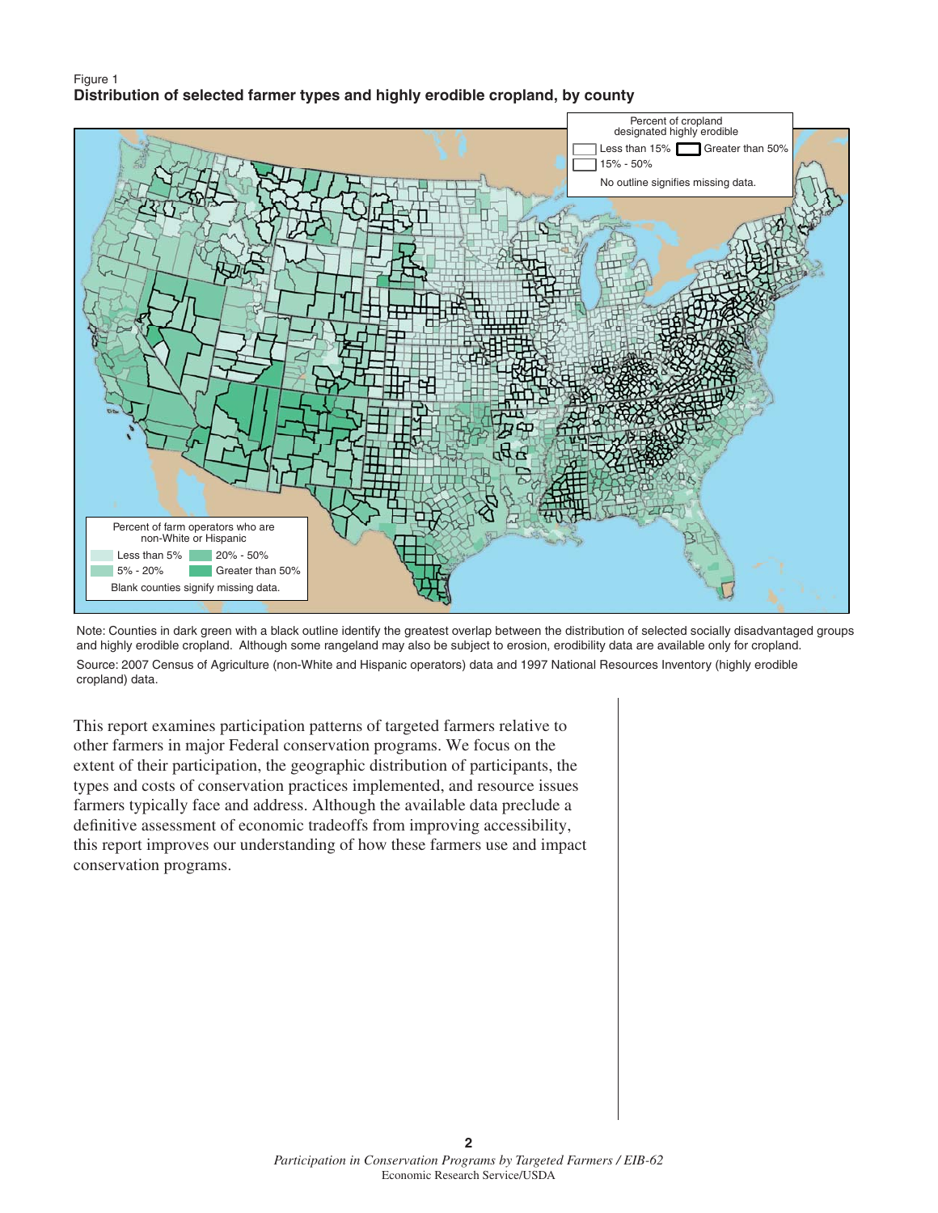Figure 1
**Distribution of selected farmer types and highly erodible cropland, by county**

Percent of cropland designated highly erodible
- Less than 15%
- 15% - 50%
- Greater than 50%

No outline signifies missing data.

Percent of farm operators who are non-White or Hispanic
- Less than 5%
- 5% - 20%
- 20% - 50%
- Greater than 50%

Blank counties signify missing data.

Note: Counties in dark green with a black outline identify the greatest overlap between the distribution of selected socially disadvantaged groups and highly erodible cropland. Although some rangeland may also be subject to erosion, erodibility data are available only for cropland.

Source: 2007 Census of Agriculture (non-White and Hispanic operators) data and 1997 National Resources Inventory (highly erodible cropland) data.

This report examines participation patterns of targeted farmers relative to other farmers in major Federal conservation programs. We focus on the extent of their participation, the geographic distribution of participants, the types and costs of conservation practices implemented, and resource issues farmers typically face and address. Although the available data preclude a definitive assessment of economic tradeoffs from improving accessibility, this report improves our understanding of how these farmers use and impact conservation programs.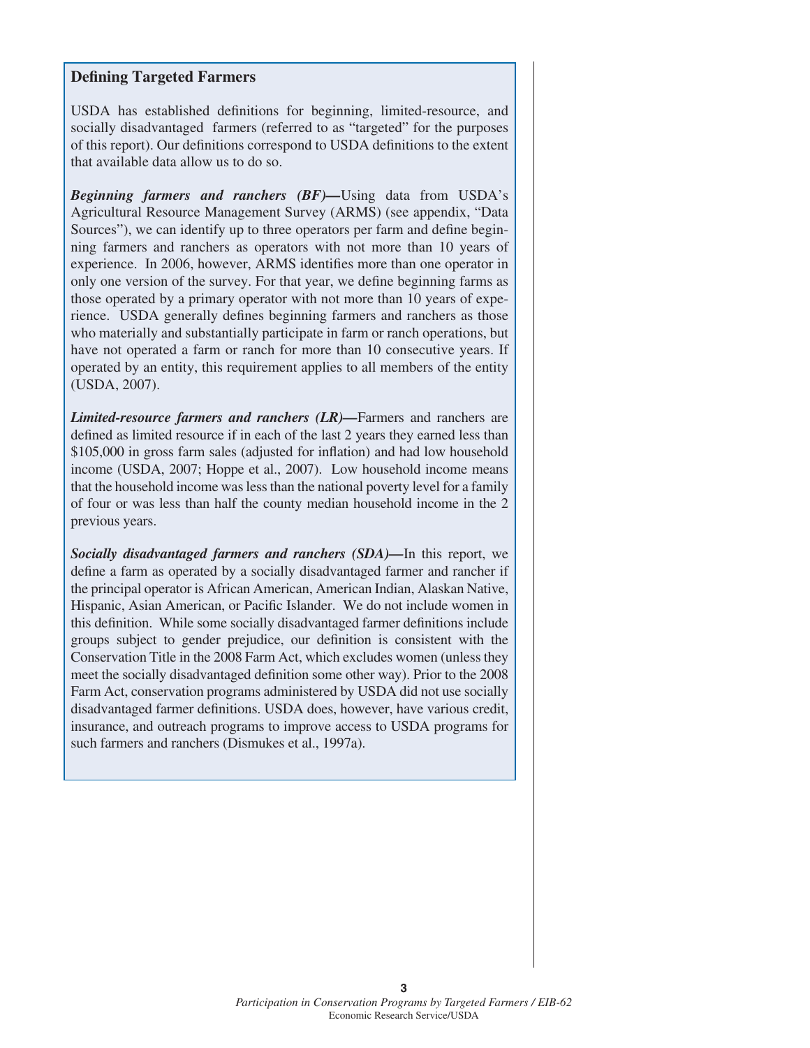## Defining Targeted Farmers

USDA has established definitions for beginning, limited-resource, and socially disadvantaged farmers (referred to as "targeted" for the purposes of this report). Our definitions correspond to USDA definitions to the extent that available data allow us to do so.

***Beginning farmers and ranchers (BF)***—Using data from USDA's Agricultural Resource Management Survey (ARMS) (see appendix, "Data Sources"), we can identify up to three operators per farm and define beginning farmers and ranchers as operators with not more than 10 years of experience. In 2006, however, ARMS identifies more than one operator in only one version of the survey. For that year, we define beginning farms as those operated by a primary operator with not more than 10 years of experience. USDA generally defines beginning farmers and ranchers as those who materially and substantially participate in farm or ranch operations, but have not operated a farm or ranch for more than 10 consecutive years. If operated by an entity, this requirement applies to all members of the entity (USDA, 2007).

***Limited-resource farmers and ranchers (LR)***—Farmers and ranchers are defined as limited resource if in each of the last 2 years they earned less than $105,000 in gross farm sales (adjusted for inflation) and had low household income (USDA, 2007; Hoppe et al., 2007). Low household income means that the household income was less than the national poverty level for a family of four or was less than half the county median household income in the 2 previous years.

***Socially disadvantaged farmers and ranchers (SDA)***—In this report, we define a farm as operated by a socially disadvantaged farmer and rancher if the principal operator is African American, American Indian, Alaskan Native, Hispanic, Asian American, or Pacific Islander. We do not include women in this definition. While some socially disadvantaged farmer definitions include groups subject to gender prejudice, our definition is consistent with the Conservation Title in the 2008 Farm Act, which excludes women (unless they meet the socially disadvantaged definition some other way). Prior to the 2008 Farm Act, conservation programs administered by USDA did not use socially disadvantaged farmer definitions. USDA does, however, have various credit, insurance, and outreach programs to improve access to USDA programs for such farmers and ranchers (Dismukes et al., 1997a).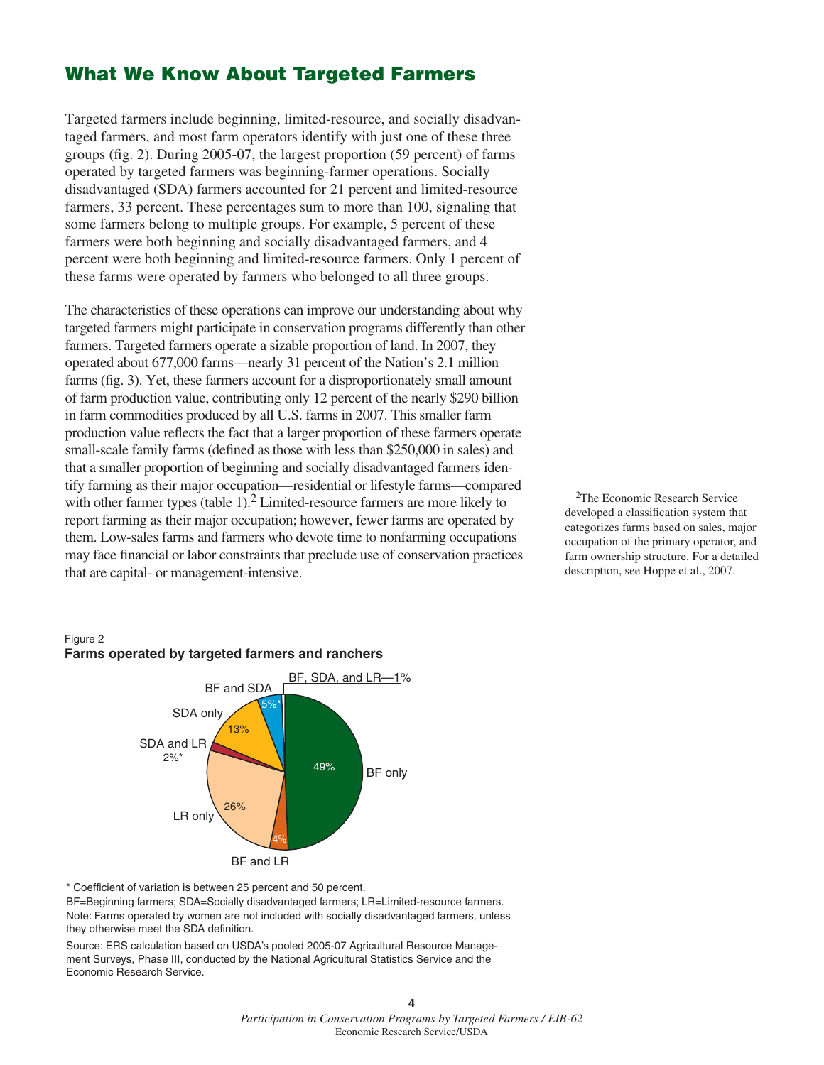## What We Know About Targeted Farmers

Targeted farmers include beginning, limited-resource, and socially disadvantaged farmers, and most farm operators identify with just one of these three groups (fig. 2). During 2005-07, the largest proportion (59 percent) of farms operated by targeted farmers was beginning-farmer operations. Socially disadvantaged (SDA) farmers accounted for 21 percent and limited-resource farmers, 33 percent. These percentages sum to more than 100, signaling that some farmers belong to multiple groups. For example, 5 percent of these farmers were both beginning and socially disadvantaged farmers, and 4 percent were both beginning and limited-resource farmers. Only 1 percent of these farms were operated by farmers who belonged to all three groups.

The characteristics of these operations can improve our understanding about why targeted farmers might participate in conservation programs differently than other farmers. Targeted farmers operate a sizable proportion of land. In 2007, they operated about 677,000 farms—nearly 31 percent of the Nation's 2.1 million farms (fig. 3). Yet, these farmers account for a disproportionately small amount of farm production value, contributing only 12 percent of the nearly $290 billion in farm commodities produced by all U.S. farms in 2007. This smaller farm production value reflects the fact that a larger proportion of these farmers operate small-scale family farms (defined as those with less than $250,000 in sales) and that a smaller proportion of beginning and socially disadvantaged farmers identify farming as their major occupation—residential or lifestyle farms—compared with other farmer types (table 1).[2] Limited-resource farmers are more likely to report farming as their major occupation; however, fewer farms are operated by them. Low-sales farms and farmers who devote time to nonfarming occupations may face financial or labor constraints that preclude use of conservation practices that are capital- or management-intensive.

[2]The Economic Research Service developed a classification system that categorizes farms based on sales, major occupation of the primary operator, and farm ownership structure. For a detailed description, see Hoppe et al., 2007.

Figure 2
**Farms operated by targeted farmers and ranchers**

| Group | Percent |
|---|---|
| BF only | 49% |
| BF and LR | 4% |
| LR only | 26% |
| SDA and LR | 2%* |
| SDA only | 13% |
| BF and SDA | 5%* |
| BF, SDA, and LR | 1% |

\* Coefficient of variation is between 25 percent and 50 percent.

BF=Beginning farmers; SDA=Socially disadvantaged farmers; LR=Limited-resource farmers.

Note: Farms operated by women are not included with socially disadvantaged farmers, unless they otherwise meet the SDA definition.

Source: ERS calculation based on USDA's pooled 2005-07 Agricultural Resource Management Surveys, Phase III, conducted by the National Agricultural Statistics Service and the Economic Research Service.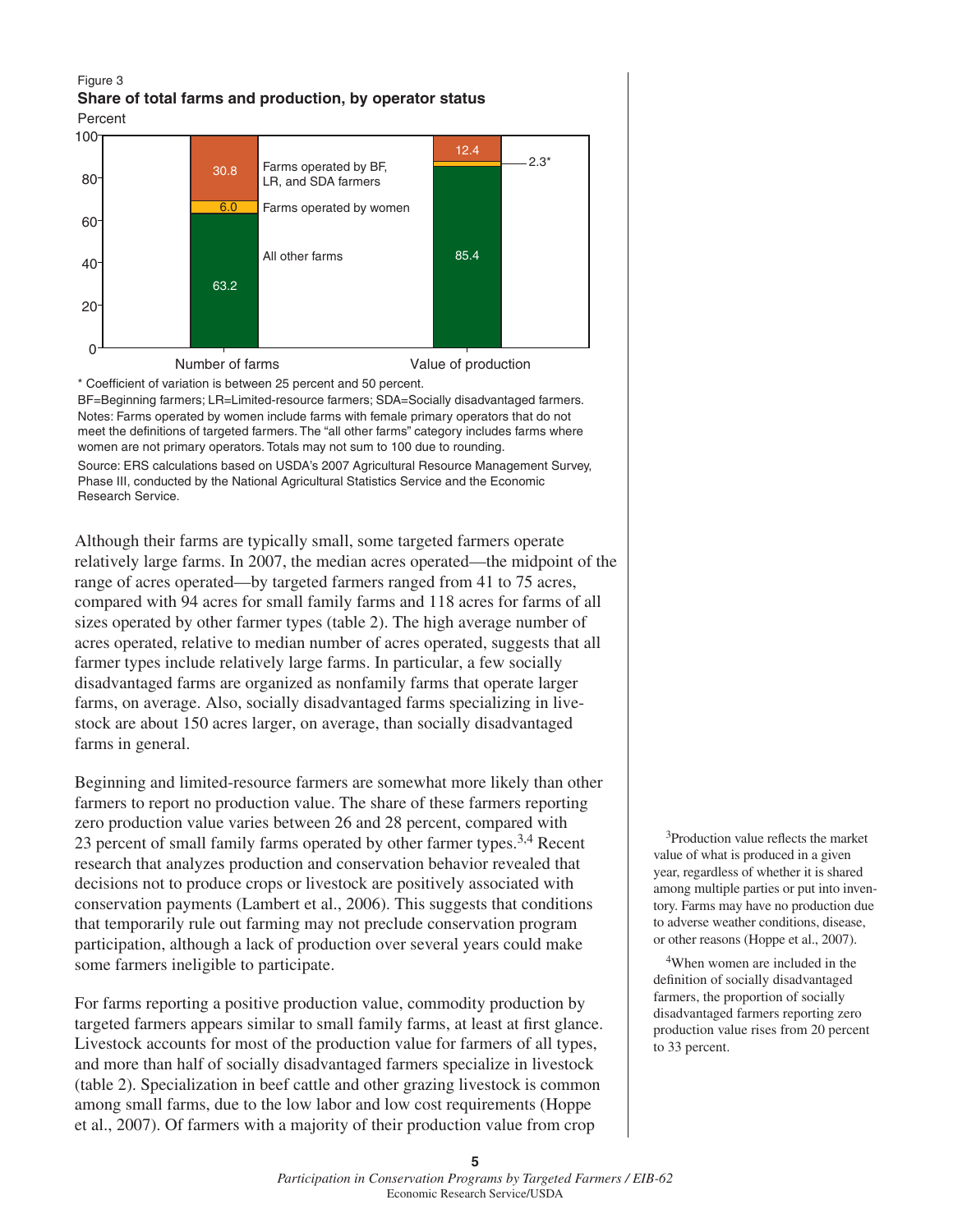Figure 3

**Share of total farms and production, by operator status**

| Operator status | Number of farms (percent) | Value of production (percent) |
|---|---|---|
| Farms operated by BF, LR, and SDA farmers | 30.8 | 12.4 |
| Farms operated by women | 6.0 | 2.3* |
| All other farms | 63.2 | 85.4 |

\* Coefficient of variation is between 25 percent and 50 percent.

BF=Beginning farmers; LR=Limited-resource farmers; SDA=Socially disadvantaged farmers.

Notes: Farms operated by women include farms with female primary operators that do not meet the definitions of targeted farmers. The "all other farms" category includes farms where women are not primary operators. Totals may not sum to 100 due to rounding.

Source: ERS calculations based on USDA's 2007 Agricultural Resource Management Survey, Phase III, conducted by the National Agricultural Statistics Service and the Economic Research Service.

Although their farms are typically small, some targeted farmers operate relatively large farms. In 2007, the median acres operated—the midpoint of the range of acres operated—by targeted farmers ranged from 41 to 75 acres, compared with 94 acres for small family farms and 118 acres for farms of all sizes operated by other farmer types (table 2). The high average number of acres operated, relative to median number of acres operated, suggests that all farmer types include relatively large farms. In particular, a few socially disadvantaged farms are organized as nonfamily farms that operate larger farms, on average. Also, socially disadvantaged farms specializing in livestock are about 150 acres larger, on average, than socially disadvantaged farms in general.

Beginning and limited-resource farmers are somewhat more likely than other farmers to report no production value. The share of these farmers reporting zero production value varies between 26 and 28 percent, compared with 23 percent of small family farms operated by other farmer types.[3,4] Recent research that analyzes production and conservation behavior revealed that decisions not to produce crops or livestock are positively associated with conservation payments (Lambert et al., 2006). This suggests that conditions that temporarily rule out farming may not preclude conservation program participation, although a lack of production over several years could make some farmers ineligible to participate.

For farms reporting a positive production value, commodity production by targeted farmers appears similar to small family farms, at least at first glance. Livestock accounts for most of the production value for farmers of all types, and more than half of socially disadvantaged farmers specialize in livestock (table 2). Specialization in beef cattle and other grazing livestock is common among small farms, due to the low labor and low cost requirements (Hoppe et al., 2007). Of farmers with a majority of their production value from crop

[3]Production value reflects the market value of what is produced in a given year, regardless of whether it is shared among multiple parties or put into inventory. Farms may have no production due to adverse weather conditions, disease, or other reasons (Hoppe et al., 2007).

[4]When women are included in the definition of socially disadvantaged farmers, the proportion of socially disadvantaged farmers reporting zero production value rises from 20 percent to 33 percent.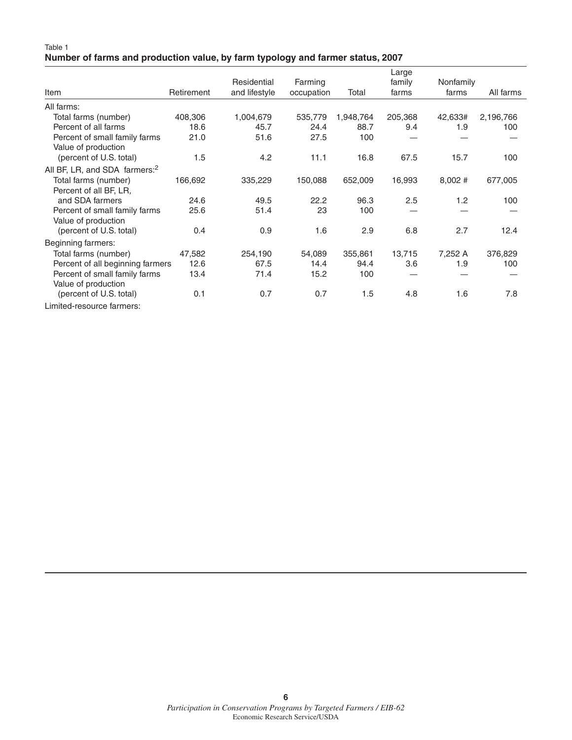Table 1
**Number of farms and production value, by farm typology and farmer status, 2007**

| Item | Retirement | Residential and lifestyle | Farming occupation | Total | Large family farms | Nonfamily farms | All farms |
|---|---|---|---|---|---|---|---|
| All farms: | | | | | | | |
| Total farms (number) | 408,306 | 1,004,679 | 535,779 | 1,948,764 | 205,368 | 42,633# | 2,196,766 |
| Percent of all farms | 18.6 | 45.7 | 24.4 | 88.7 | 9.4 | 1.9 | 100 |
| Percent of small family farms | 21.0 | 51.6 | 27.5 | 100 | — | — | — |
| Value of production (percent of U.S. total) | 1.5 | 4.2 | 11.1 | 16.8 | 67.5 | 15.7 | 100 |
| All BF, LR, and SDA farmers:[2] | | | | | | | |
| Total farms (number) | 166,692 | 335,229 | 150,088 | 652,009 | 16,993 | 8,002 # | 677,005 |
| Percent of all BF, LR, and SDA farmers | 24.6 | 49.5 | 22.2 | 96.3 | 2.5 | 1.2 | 100 |
| Percent of small family farms | 25.6 | 51.4 | 23 | 100 | — | — | — |
| Value of production (percent of U.S. total) | 0.4 | 0.9 | 1.6 | 2.9 | 6.8 | 2.7 | 12.4 |
| Beginning farmers: | | | | | | | |
| Total farms (number) | 47,582 | 254,190 | 54,089 | 355,861 | 13,715 | 7,252 A | 376,829 |
| Percent of all beginning farmers | 12.6 | 67.5 | 14.4 | 94.4 | 3.6 | 1.9 | 100 |
| Percent of small family farms | 13.4 | 71.4 | 15.2 | 100 | — | — | — |
| Value of production (percent of U.S. total) | 0.1 | 0.7 | 0.7 | 1.5 | 4.8 | 1.6 | 7.8 |
| Limited-resource farmers: | | | | | | | |